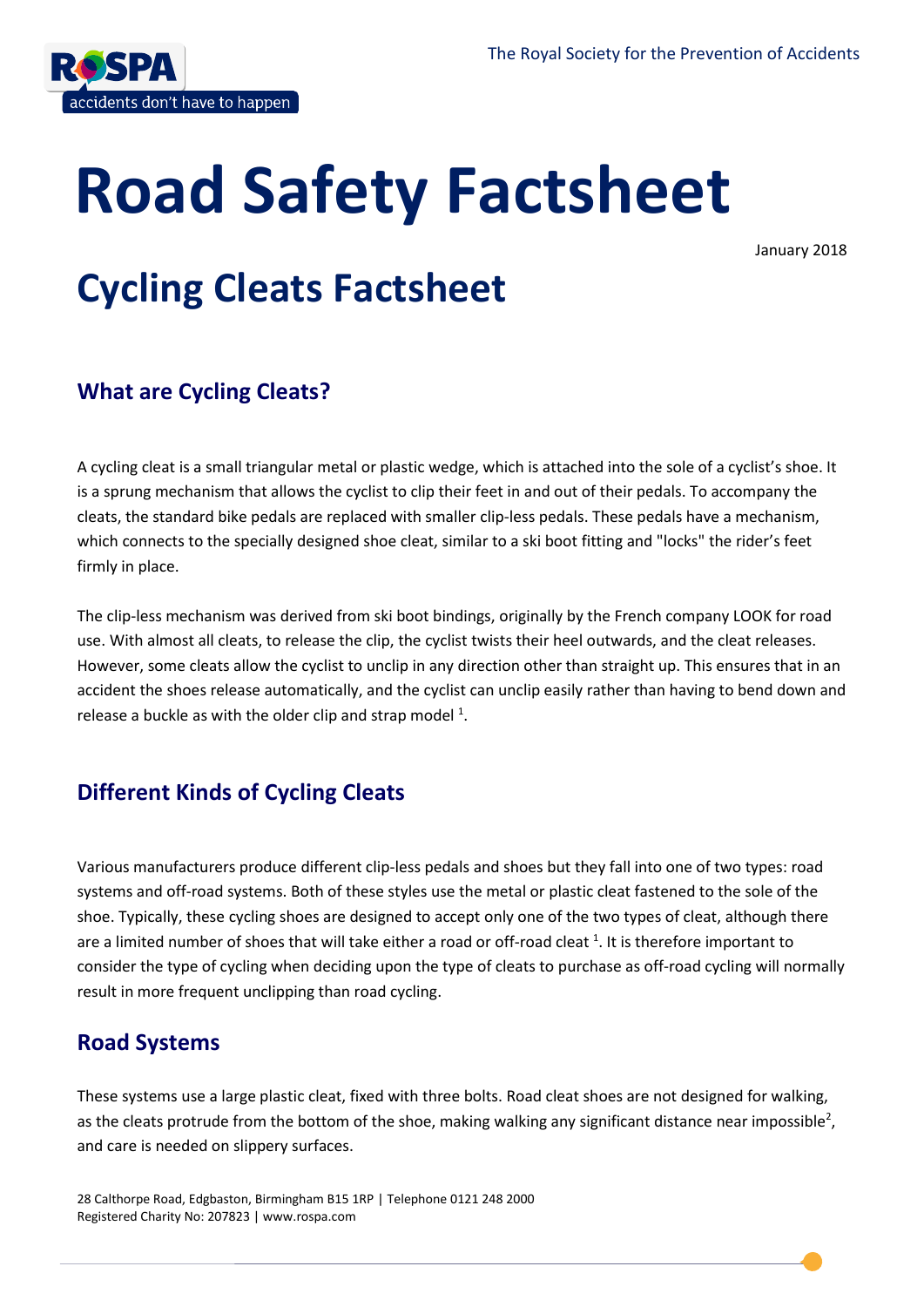# Road Safety Factsheet

January 2018

# Cycling Cleats Factsheet

## What are Cycling Cleats?

A cycling cleat is a small triangular metal or plastic wedge, which is attached into the sole of a cyclist's shoe. It is a sprung mechanism that allows the cyclist to clip their feet in and out of their pedals. To accompany the cleats, the standard bike pedals are replaced with smaller clip-less pedals. These pedals have a mechanism, which connects to the specially designed shoe cleat, similar to a ski boot fitting and "locks" the rider's feet firmly in place.

The clip-less mechanism was derived from ski boot bindings, originally by the French company LOOK for road use. With almost all cleats, to release the clip, the cyclist twists their heel outwards, and the cleat releases. However, some cleats allow the cyclist to unclip in any direction other than straight up. This ensures that in an accident the shoes release automatically, and the cyclist can unclip easily rather than having to bend down and release a buckle as with the older clip and strap model [1].

## Different Kinds of Cycling Cleats

Various manufacturers produce different clip-less pedals and shoes but they fall into one of two types: road systems and off-road systems. Both of these styles use the metal or plastic cleat fastened to the sole of the shoe. Typically, these cycling shoes are designed to accept only one of the two types of cleat, although there are a limited number of shoes that will take either a road or off-road cleat [1]. It is therefore important to consider the type of cycling when deciding upon the type of cleats to purchase as off-road cycling will normally result in more frequent unclipping than road cycling.

## Road Systems

These systems use a large plastic cleat, fixed with three bolts. Road cleat shoes are not designed for walking, as the cleats protrude from the bottom of the shoe, making walking any significant distance near impossible[2], and care is needed on slippery surfaces.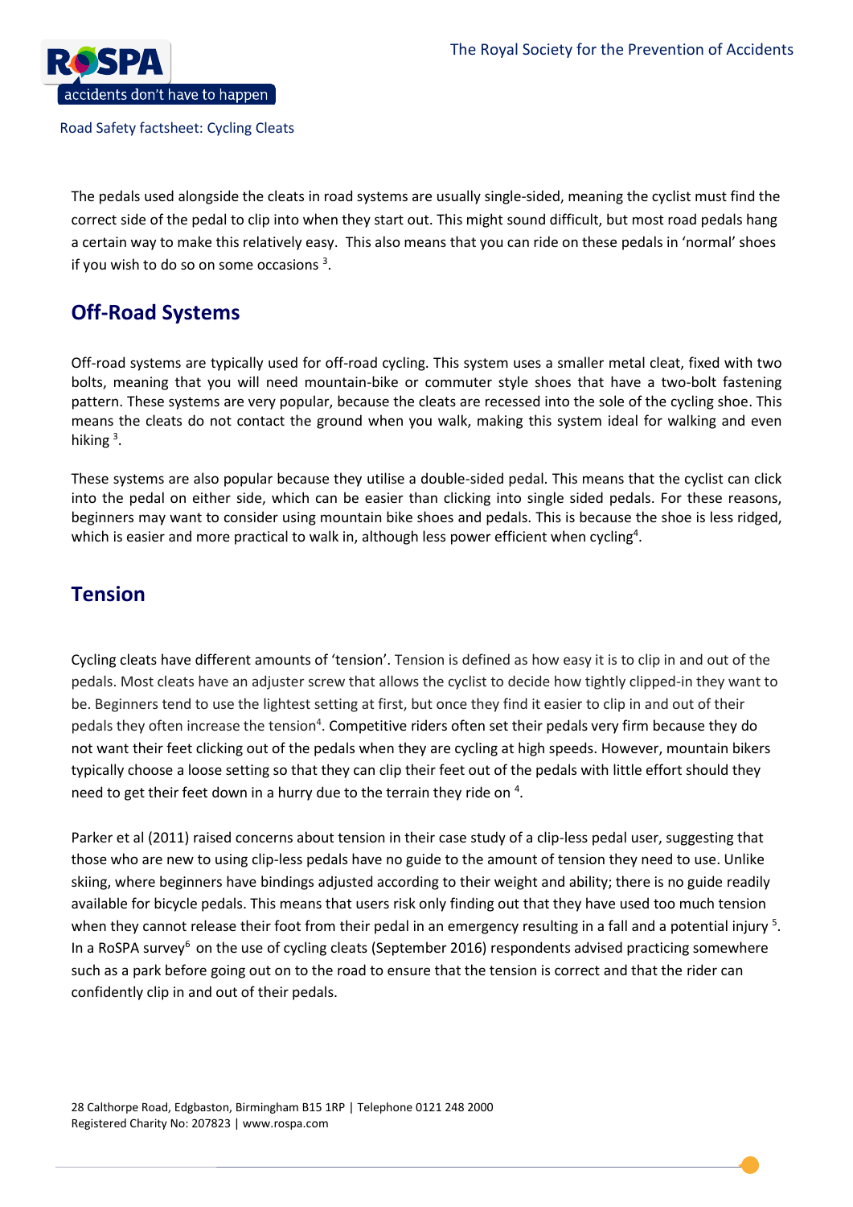The pedals used alongside the cleats in road systems are usually single-sided, meaning the cyclist must find the correct side of the pedal to clip into when they start out. This might sound difficult, but most road pedals hang a certain way to make this relatively easy. This also means that you can ride on these pedals in 'normal' shoes if you wish to do so on some occasions [3].

## Off-Road Systems

Off-road systems are typically used for off-road cycling. This system uses a smaller metal cleat, fixed with two bolts, meaning that you will need mountain-bike or commuter style shoes that have a two-bolt fastening pattern. These systems are very popular, because the cleats are recessed into the sole of the cycling shoe. This means the cleats do not contact the ground when you walk, making this system ideal for walking and even hiking [3].

These systems are also popular because they utilise a double-sided pedal. This means that the cyclist can click into the pedal on either side, which can be easier than clicking into single sided pedals. For these reasons, beginners may want to consider using mountain bike shoes and pedals. This is because the shoe is less ridged, which is easier and more practical to walk in, although less power efficient when cycling[4].

## Tension

Cycling cleats have different amounts of 'tension'. Tension is defined as how easy it is to clip in and out of the pedals. Most cleats have an adjuster screw that allows the cyclist to decide how tightly clipped-in they want to be. Beginners tend to use the lightest setting at first, but once they find it easier to clip in and out of their pedals they often increase the tension[4]. Competitive riders often set their pedals very firm because they do not want their feet clicking out of the pedals when they are cycling at high speeds. However, mountain bikers typically choose a loose setting so that they can clip their feet out of the pedals with little effort should they need to get their feet down in a hurry due to the terrain they ride on [4].

Parker et al (2011) raised concerns about tension in their case study of a clip-less pedal user, suggesting that those who are new to using clip-less pedals have no guide to the amount of tension they need to use. Unlike skiing, where beginners have bindings adjusted according to their weight and ability; there is no guide readily available for bicycle pedals. This means that users risk only finding out that they have used too much tension when they cannot release their foot from their pedal in an emergency resulting in a fall and a potential injury [5]. In a RoSPA survey[6] on the use of cycling cleats (September 2016) respondents advised practicing somewhere such as a park before going out on to the road to ensure that the tension is correct and that the rider can confidently clip in and out of their pedals.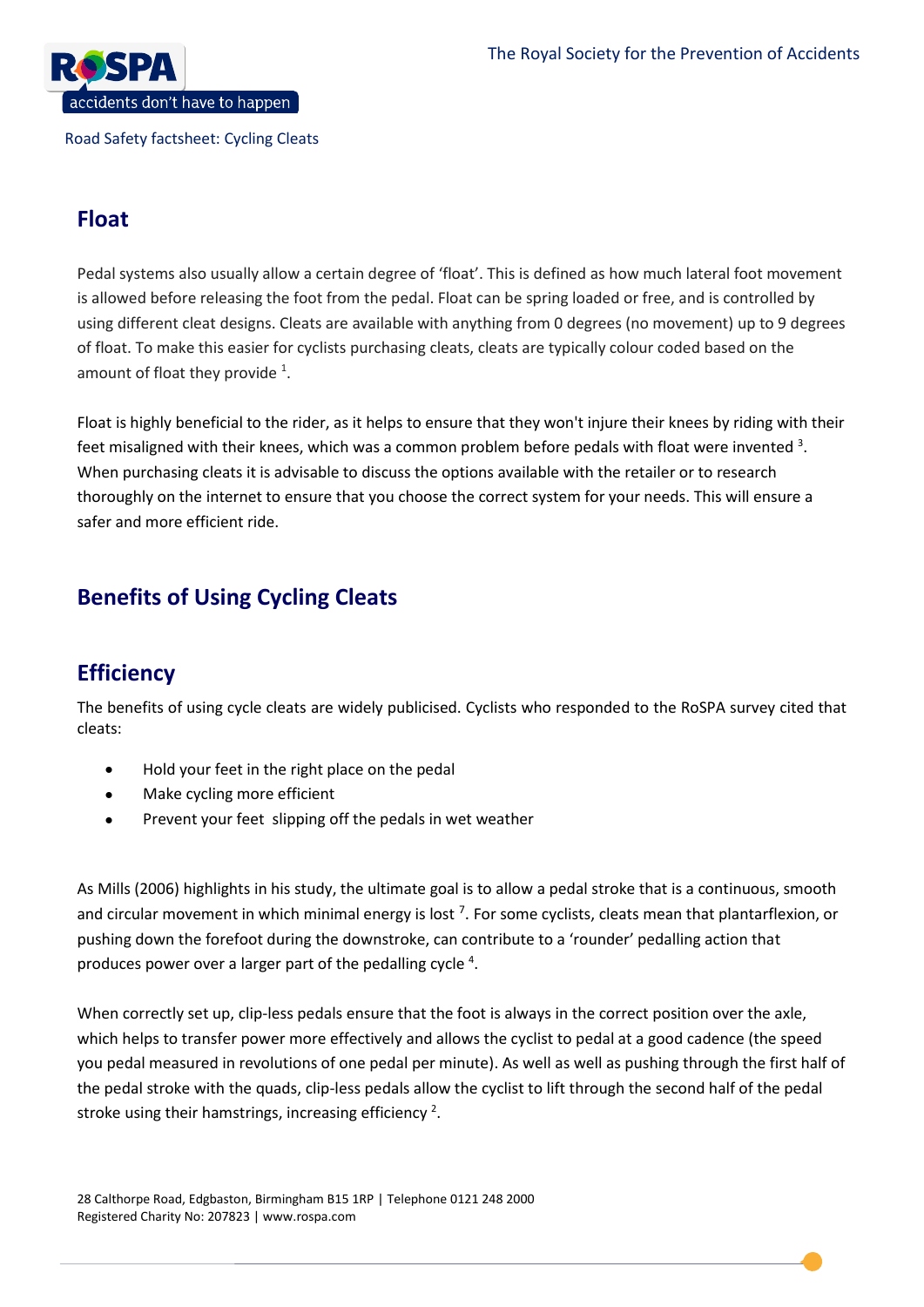## Float

Pedal systems also usually allow a certain degree of 'float'. This is defined as how much lateral foot movement is allowed before releasing the foot from the pedal. Float can be spring loaded or free, and is controlled by using different cleat designs. Cleats are available with anything from 0 degrees (no movement) up to 9 degrees of float. To make this easier for cyclists purchasing cleats, cleats are typically colour coded based on the amount of float they provide [1].

Float is highly beneficial to the rider, as it helps to ensure that they won't injure their knees by riding with their feet misaligned with their knees, which was a common problem before pedals with float were invented [3]. When purchasing cleats it is advisable to discuss the options available with the retailer or to research thoroughly on the internet to ensure that you choose the correct system for your needs. This will ensure a safer and more efficient ride.

## Benefits of Using Cycling Cleats

## Efficiency

The benefits of using cycle cleats are widely publicised. Cyclists who responded to the RoSPA survey cited that cleats:

- Hold your feet in the right place on the pedal
- Make cycling more efficient
- Prevent your feet slipping off the pedals in wet weather

As Mills (2006) highlights in his study, the ultimate goal is to allow a pedal stroke that is a continuous, smooth and circular movement in which minimal energy is lost [7]. For some cyclists, cleats mean that plantarflexion, or pushing down the forefoot during the downstroke, can contribute to a 'rounder' pedalling action that produces power over a larger part of the pedalling cycle [4].

When correctly set up, clip-less pedals ensure that the foot is always in the correct position over the axle, which helps to transfer power more effectively and allows the cyclist to pedal at a good cadence (the speed you pedal measured in revolutions of one pedal per minute). As well as well as pushing through the first half of the pedal stroke with the quads, clip-less pedals allow the cyclist to lift through the second half of the pedal stroke using their hamstrings, increasing efficiency [2].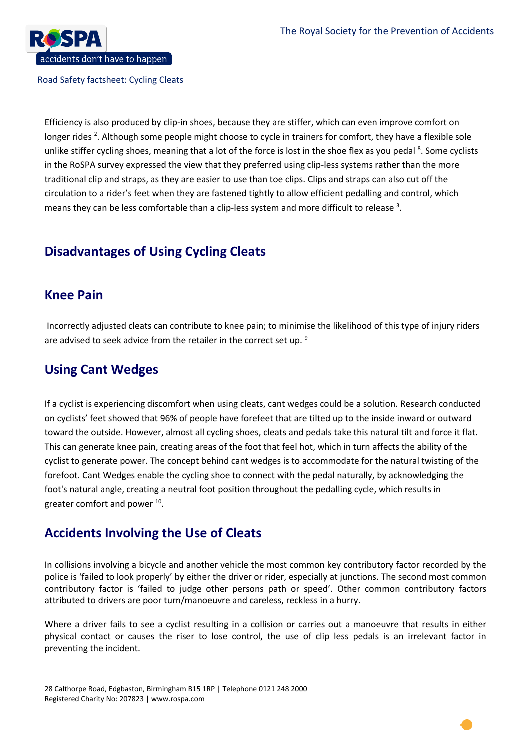Efficiency is also produced by clip-in shoes, because they are stiffer, which can even improve comfort on longer rides [2]. Although some people might choose to cycle in trainers for comfort, they have a flexible sole unlike stiffer cycling shoes, meaning that a lot of the force is lost in the shoe flex as you pedal [8]. Some cyclists in the RoSPA survey expressed the view that they preferred using clip-less systems rather than the more traditional clip and straps, as they are easier to use than toe clips. Clips and straps can also cut off the circulation to a rider's feet when they are fastened tightly to allow efficient pedalling and control, which means they can be less comfortable than a clip-less system and more difficult to release [3].

## Disadvantages of Using Cycling Cleats

### Knee Pain

Incorrectly adjusted cleats can contribute to knee pain; to minimise the likelihood of this type of injury riders are advised to seek advice from the retailer in the correct set up. [9]

### Using Cant Wedges

If a cyclist is experiencing discomfort when using cleats, cant wedges could be a solution. Research conducted on cyclists' feet showed that 96% of people have forefeet that are tilted up to the inside inward or outward toward the outside. However, almost all cycling shoes, cleats and pedals take this natural tilt and force it flat. This can generate knee pain, creating areas of the foot that feel hot, which in turn affects the ability of the cyclist to generate power. The concept behind cant wedges is to accommodate for the natural twisting of the forefoot. Cant Wedges enable the cycling shoe to connect with the pedal naturally, by acknowledging the foot's natural angle, creating a neutral foot position throughout the pedalling cycle, which results in greater comfort and power [10].

## Accidents Involving the Use of Cleats

In collisions involving a bicycle and another vehicle the most common key contributory factor recorded by the police is 'failed to look properly' by either the driver or rider, especially at junctions. The second most common contributory factor is 'failed to judge other persons path or speed'. Other common contributory factors attributed to drivers are poor turn/manoeuvre and careless, reckless in a hurry.

Where a driver fails to see a cyclist resulting in a collision or carries out a manoeuvre that results in either physical contact or causes the riser to lose control, the use of clip less pedals is an irrelevant factor in preventing the incident.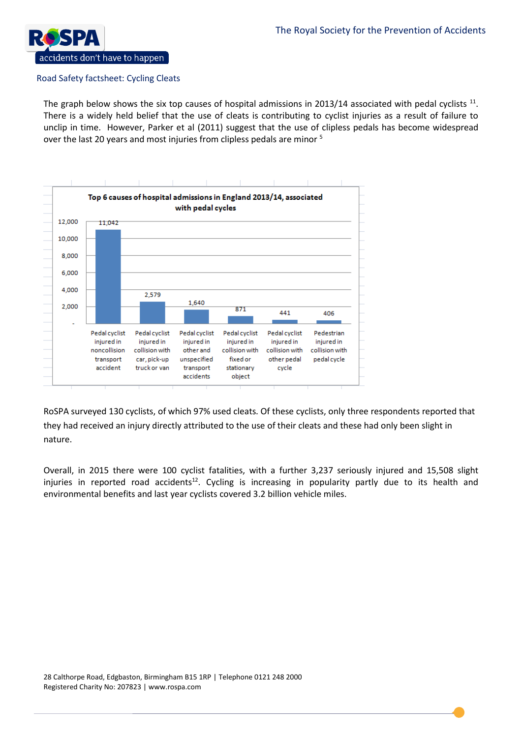Road Safety factsheet: Cycling Cleats

The graph below shows the six top causes of hospital admissions in 2013/14 associated with pedal cyclists [11]. There is a widely held belief that the use of cleats is contributing to cyclist injuries as a result of failure to unclip in time. However, Parker et al (2011) suggest that the use of clipless pedals has become widespread over the last 20 years and most injuries from clipless pedals are minor [5]

**Top 6 causes of hospital admissions in England 2013/14, associated with pedal cycles**

| Cause | Hospital admissions |
|---|---|
| Pedal cyclist injured in noncollision transport accident | 11,042 |
| Pedal cyclist injured in collision with car, pick-up truck or van | 2,579 |
| Pedal cyclist injured in other and unspecified transport accidents | 1,640 |
| Pedal cyclist injured in collision with fixed or stationary object | 871 |
| Pedal cyclist injured in collision with other pedal cycle | 441 |
| Pedestrian injured in collision with pedal cycle | 406 |

RoSPA surveyed 130 cyclists, of which 97% used cleats. Of these cyclists, only three respondents reported that they had received an injury directly attributed to the use of their cleats and these had only been slight in nature.

Overall, in 2015 there were 100 cyclist fatalities, with a further 3,237 seriously injured and 15,508 slight injuries in reported road accidents[12]. Cycling is increasing in popularity partly due to its health and environmental benefits and last year cyclists covered 3.2 billion vehicle miles.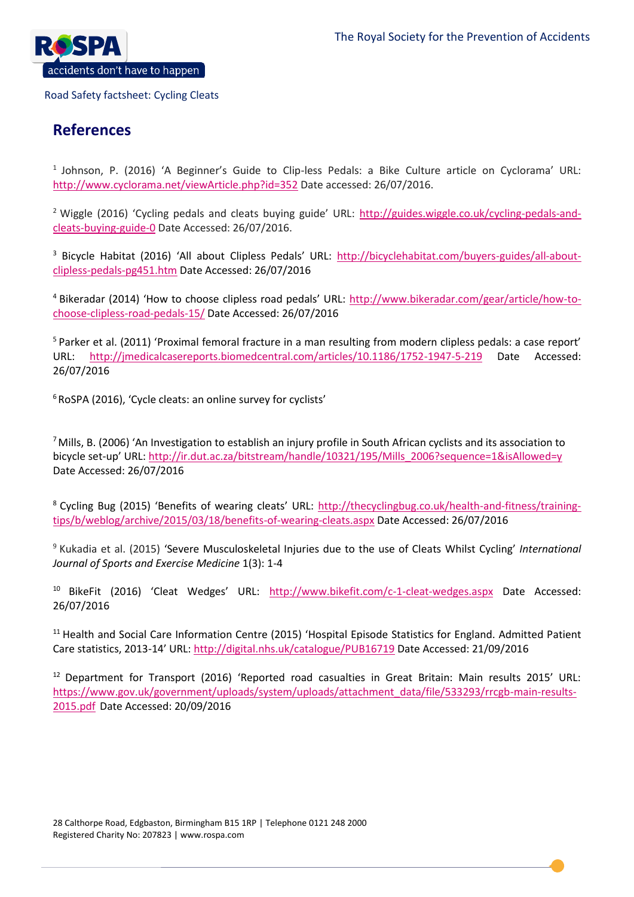## References

[1] Johnson, P. (2016) 'A Beginner's Guide to Clip-less Pedals: a Bike Culture article on Cyclorama' URL: http://www.cyclorama.net/viewArticle.php?id=352 Date accessed: 26/07/2016.

[2] Wiggle (2016) 'Cycling pedals and cleats buying guide' URL: http://guides.wiggle.co.uk/cycling-pedals-and-cleats-buying-guide-0 Date Accessed: 26/07/2016.

[3] Bicycle Habitat (2016) 'All about Clipless Pedals' URL: http://bicyclehabitat.com/buyers-guides/all-about-clipless-pedals-pg451.htm Date Accessed: 26/07/2016

[4] Bikeradar (2014) 'How to choose clipless road pedals' URL: http://www.bikeradar.com/gear/article/how-to-choose-clipless-road-pedals-15/ Date Accessed: 26/07/2016

[5] Parker et al. (2011) 'Proximal femoral fracture in a man resulting from modern clipless pedals: a case report' URL: http://jmedicalcasereports.biomedcentral.com/articles/10.1186/1752-1947-5-219 Date Accessed: 26/07/2016

[6] RoSPA (2016), 'Cycle cleats: an online survey for cyclists'

[7] Mills, B. (2006) 'An Investigation to establish an injury profile in South African cyclists and its association to bicycle set-up' URL: http://ir.dut.ac.za/bitstream/handle/10321/195/Mills_2006?sequence=1&isAllowed=y Date Accessed: 26/07/2016

[8] Cycling Bug (2015) 'Benefits of wearing cleats' URL: http://thecyclingbug.co.uk/health-and-fitness/training-tips/b/weblog/archive/2015/03/18/benefits-of-wearing-cleats.aspx Date Accessed: 26/07/2016

[9] Kukadia et al. (2015) 'Severe Musculoskeletal Injuries due to the use of Cleats Whilst Cycling' *International Journal of Sports and Exercise Medicine* 1(3): 1-4

[10] BikeFit (2016) 'Cleat Wedges' URL: http://www.bikefit.com/c-1-cleat-wedges.aspx Date Accessed: 26/07/2016

[11] Health and Social Care Information Centre (2015) 'Hospital Episode Statistics for England. Admitted Patient Care statistics, 2013-14' URL: http://digital.nhs.uk/catalogue/PUB16719 Date Accessed: 21/09/2016

[12] Department for Transport (2016) 'Reported road casualties in Great Britain: Main results 2015' URL: https://www.gov.uk/government/uploads/system/uploads/attachment_data/file/533293/rrcgb-main-results-2015.pdf Date Accessed: 20/09/2016